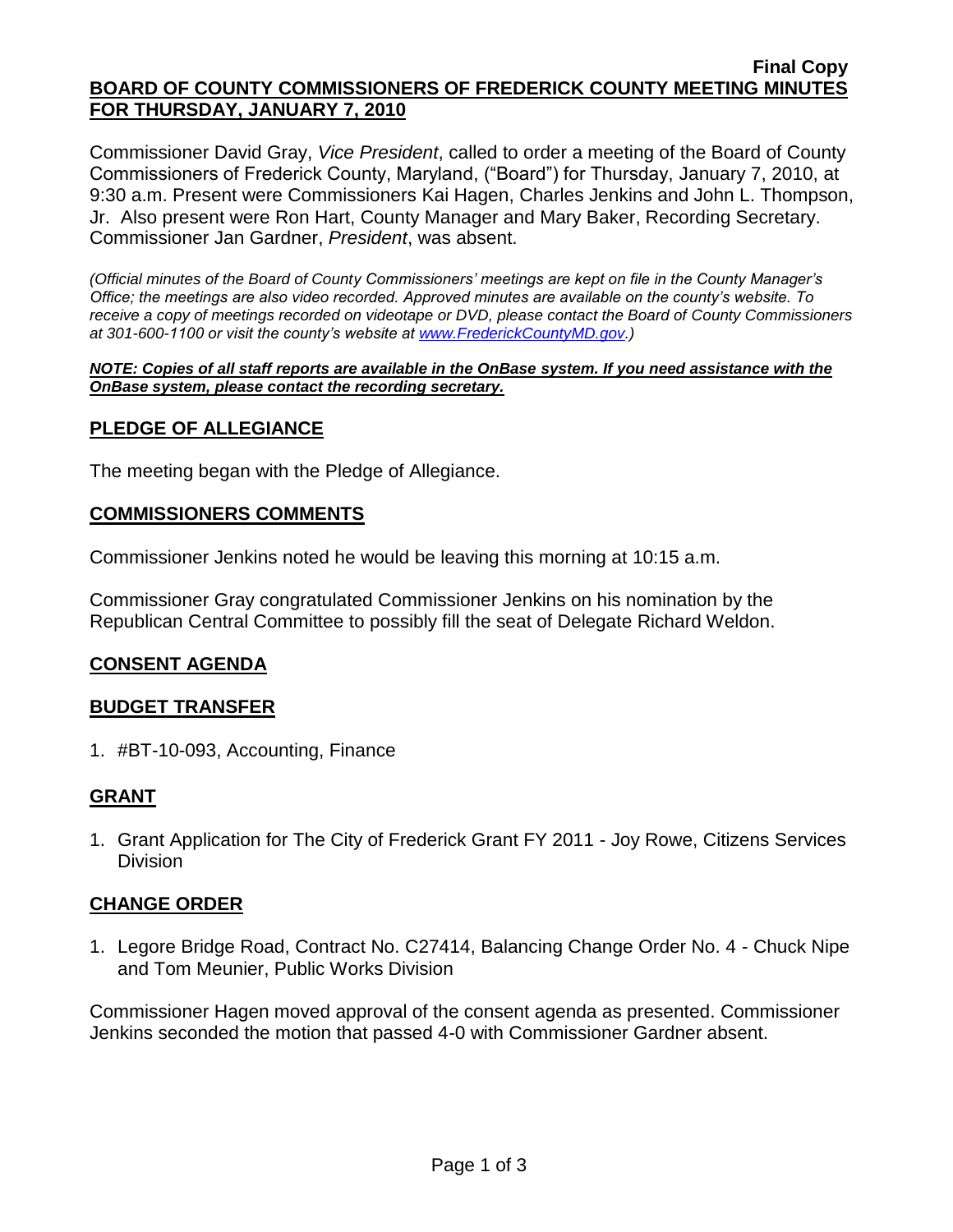**Final Copy**

**BOARD OF COUNTY COMMISSIONERS OF FREDERICK COUNTY MEETING MINUTES FOR THURSDAY, JANUARY 7, 2010**

Commissioner David Gray, *Vice President*, called to order a meeting of the Board of County Commissioners of Frederick County, Maryland, ("Board") for Thursday, January 7, 2010, at 9:30 a.m. Present were Commissioners Kai Hagen, Charles Jenkins and John L. Thompson, Jr. Also present were Ron Hart, County Manager and Mary Baker, Recording Secretary. Commissioner Jan Gardner, *President*, was absent.

*(Official minutes of the Board of County Commissioners' meetings are kept on file in the County Manager's Office; the meetings are also video recorded. Approved minutes are available on the county's website. To receive a copy of meetings recorded on videotape or DVD, please contact the Board of County Commissioners at 301-600-1100 or visit the county's website at www.FrederickCountyMD.gov.)*

***NOTE: Copies of all staff reports are available in the OnBase system. If you need assistance with the OnBase system, please contact the recording secretary.***

## PLEDGE OF ALLEGIANCE

The meeting began with the Pledge of Allegiance.

## COMMISSIONERS COMMENTS

Commissioner Jenkins noted he would be leaving this morning at 10:15 a.m.

Commissioner Gray congratulated Commissioner Jenkins on his nomination by the Republican Central Committee to possibly fill the seat of Delegate Richard Weldon.

## CONSENT AGENDA

## BUDGET TRANSFER

1. #BT-10-093, Accounting, Finance

## GRANT

1. Grant Application for The City of Frederick Grant FY 2011 - Joy Rowe, Citizens Services Division

## CHANGE ORDER

1. Legore Bridge Road, Contract No. C27414, Balancing Change Order No. 4 - Chuck Nipe and Tom Meunier, Public Works Division

Commissioner Hagen moved approval of the consent agenda as presented. Commissioner Jenkins seconded the motion that passed 4-0 with Commissioner Gardner absent.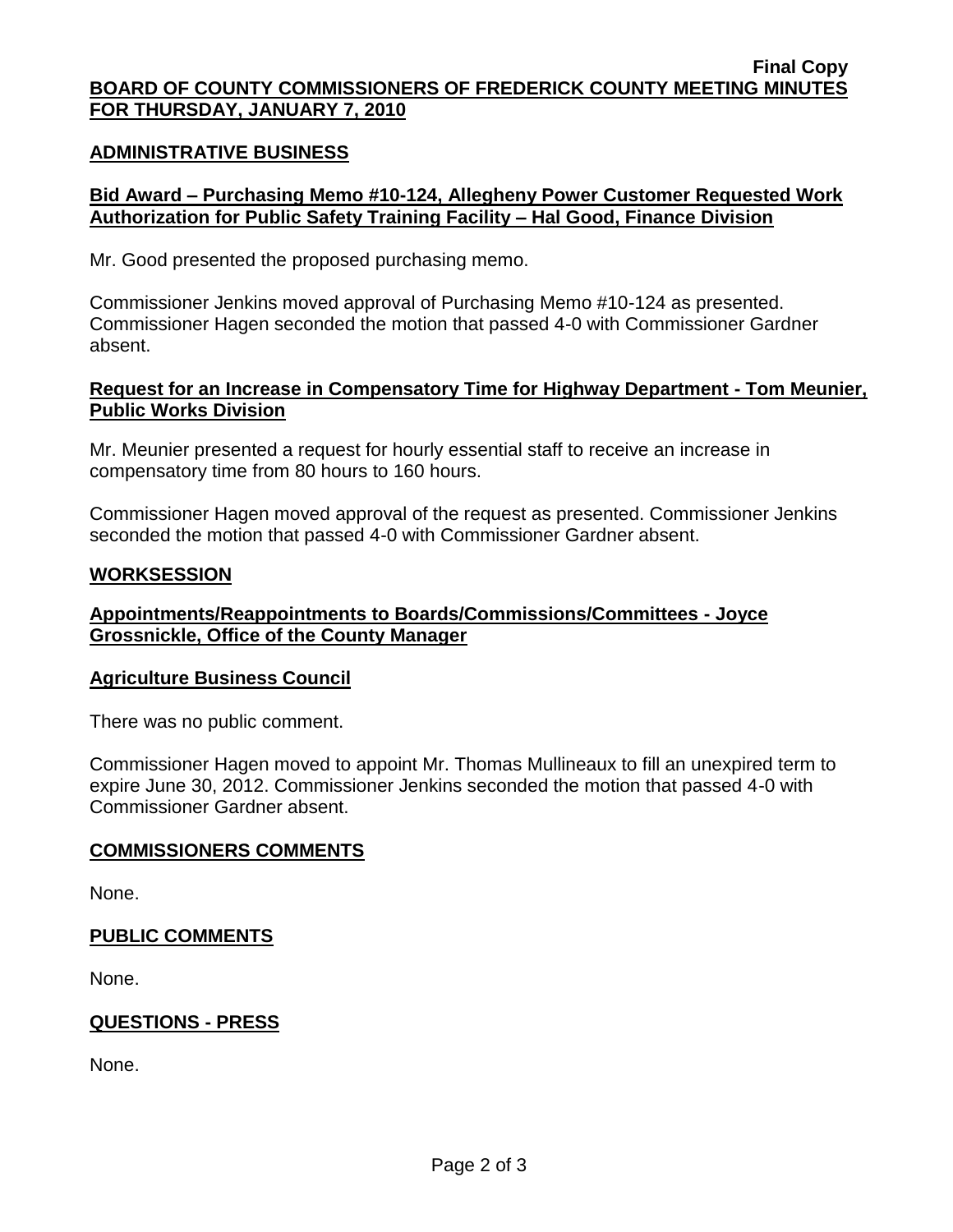**Final Copy**

**BOARD OF COUNTY COMMISSIONERS OF FREDERICK COUNTY MEETING MINUTES FOR THURSDAY, JANUARY 7, 2010**

## ADMINISTRATIVE BUSINESS

### Bid Award – Purchasing Memo #10-124, Allegheny Power Customer Requested Work Authorization for Public Safety Training Facility – Hal Good, Finance Division

Mr. Good presented the proposed purchasing memo.

Commissioner Jenkins moved approval of Purchasing Memo #10-124 as presented. Commissioner Hagen seconded the motion that passed 4-0 with Commissioner Gardner absent.

### Request for an Increase in Compensatory Time for Highway Department - Tom Meunier, Public Works Division

Mr. Meunier presented a request for hourly essential staff to receive an increase in compensatory time from 80 hours to 160 hours.

Commissioner Hagen moved approval of the request as presented. Commissioner Jenkins seconded the motion that passed 4-0 with Commissioner Gardner absent.

## WORKSESSION

### Appointments/Reappointments to Boards/Commissions/Committees - Joyce Grossnickle, Office of the County Manager

### Agriculture Business Council

There was no public comment.

Commissioner Hagen moved to appoint Mr. Thomas Mullineaux to fill an unexpired term to expire June 30, 2012. Commissioner Jenkins seconded the motion that passed 4-0 with Commissioner Gardner absent.

## COMMISSIONERS COMMENTS

None.

## PUBLIC COMMENTS

None.

## QUESTIONS - PRESS

None.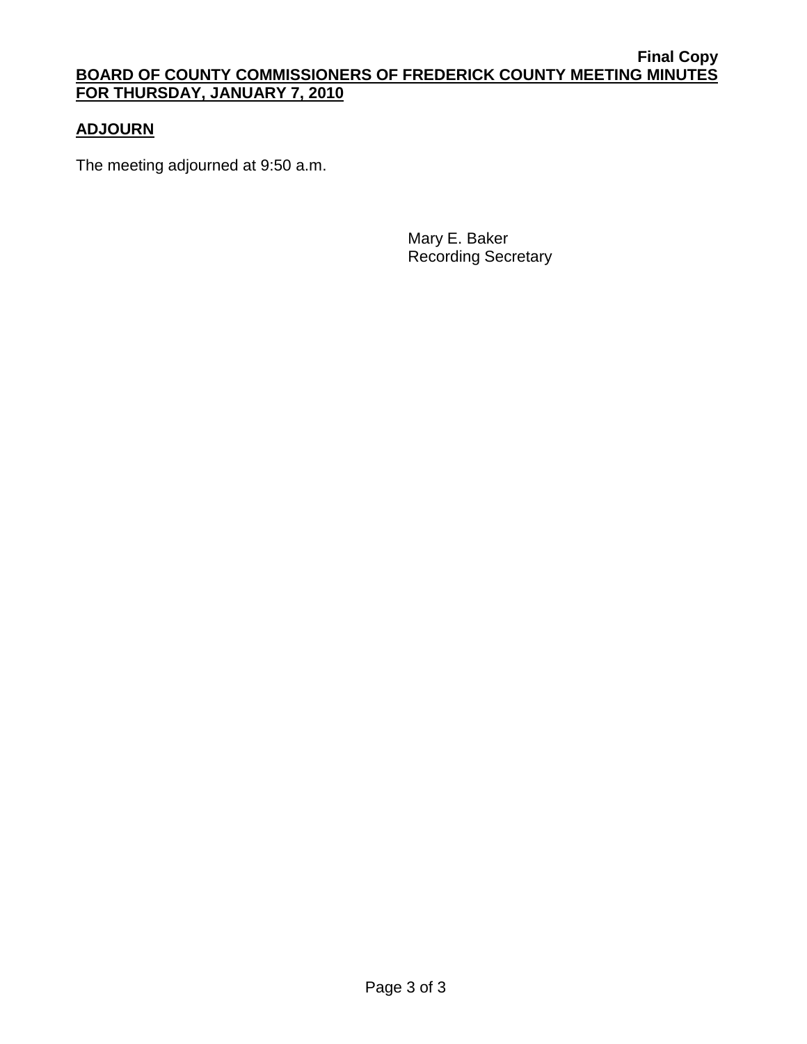## ADJOURN

The meeting adjourned at 9:50 a.m.

Mary E. Baker
Recording Secretary